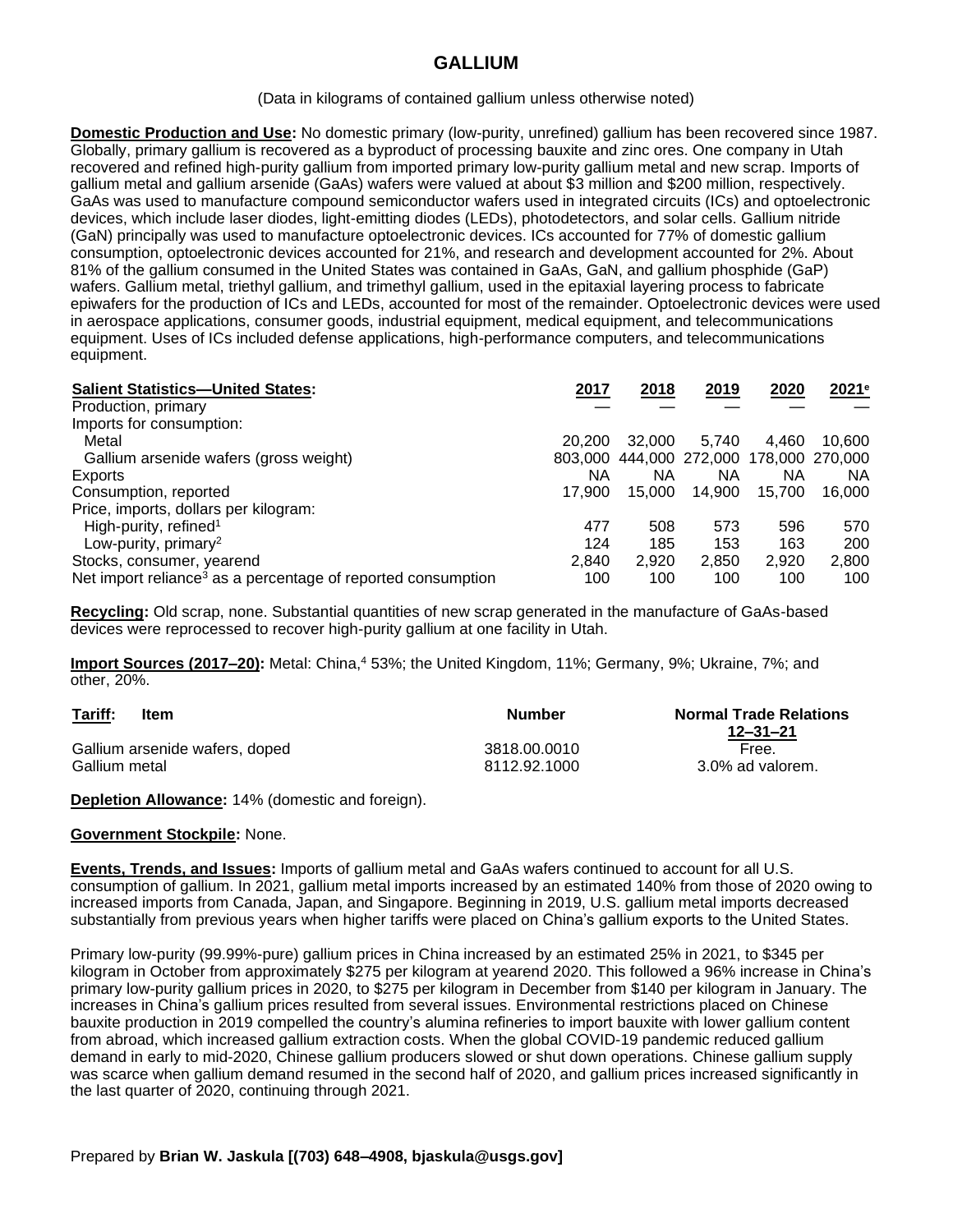# GALLIUM

(Data in kilograms of contained gallium unless otherwise noted)

**Domestic Production and Use:** No domestic primary (low-purity, unrefined) gallium has been recovered since 1987. Globally, primary gallium is recovered as a byproduct of processing bauxite and zinc ores. One company in Utah recovered and refined high-purity gallium from imported primary low-purity gallium metal and new scrap. Imports of gallium metal and gallium arsenide (GaAs) wafers were valued at about $3 million and $200 million, respectively. GaAs was used to manufacture compound semiconductor wafers used in integrated circuits (ICs) and optoelectronic devices, which include laser diodes, light-emitting diodes (LEDs), photodetectors, and solar cells. Gallium nitride (GaN) principally was used to manufacture optoelectronic devices. ICs accounted for 77% of domestic gallium consumption, optoelectronic devices accounted for 21%, and research and development accounted for 2%. About 81% of the gallium consumed in the United States was contained in GaAs, GaN, and gallium phosphide (GaP) wafers. Gallium metal, triethyl gallium, and trimethyl gallium, used in the epitaxial layering process to fabricate epiwafers for the production of ICs and LEDs, accounted for most of the remainder. Optoelectronic devices were used in aerospace applications, consumer goods, industrial equipment, medical equipment, and telecommunications equipment. Uses of ICs included defense applications, high-performance computers, and telecommunications equipment.

| **Salient Statistics—United States:** | 2017 | 2018 | 2019 | 2020 | 2021[e] |
|---|---|---|---|---|---|
| Production, primary | — | — | — | — | — |
| Imports for consumption: | | | | | |
| Metal | 20,200 | 32,000 | 5,740 | 4,460 | 10,600 |
| Gallium arsenide wafers (gross weight) | 803,000 | 444,000 | 272,000 | 178,000 | 270,000 |
| Exports | NA | NA | NA | NA | NA |
| Consumption, reported | 17,900 | 15,000 | 14,900 | 15,700 | 16,000 |
| Price, imports, dollars per kilogram: | | | | | |
| High-purity, refined[1] | 477 | 508 | 573 | 596 | 570 |
| Low-purity, primary[2] | 124 | 185 | 153 | 163 | 200 |
| Stocks, consumer, yearend | 2,840 | 2,920 | 2,850 | 2,920 | 2,800 |
| Net import reliance[3] as a percentage of reported consumption | 100 | 100 | 100 | 100 | 100 |

**Recycling:** Old scrap, none. Substantial quantities of new scrap generated in the manufacture of GaAs-based devices were reprocessed to recover high-purity gallium at one facility in Utah.

**Import Sources (2017–20):** Metal: China,[4] 53%; the United Kingdom, 11%; Germany, 9%; Ukraine, 7%; and other, 20%.

| **Tariff:** Item | Number | Normal Trade Relations 12–31–21 |
|---|---|---|
| Gallium arsenide wafers, doped | 3818.00.0010 | Free. |
| Gallium metal | 8112.92.1000 | 3.0% ad valorem. |

**Depletion Allowance:** 14% (domestic and foreign).

**Government Stockpile:** None.

**Events, Trends, and Issues:** Imports of gallium metal and GaAs wafers continued to account for all U.S. consumption of gallium. In 2021, gallium metal imports increased by an estimated 140% from those of 2020 owing to increased imports from Canada, Japan, and Singapore. Beginning in 2019, U.S. gallium metal imports decreased substantially from previous years when higher tariffs were placed on China's gallium exports to the United States.

Primary low-purity (99.99%-pure) gallium prices in China increased by an estimated 25% in 2021, to $345 per kilogram in October from approximately $275 per kilogram at yearend 2020. This followed a 96% increase in China's primary low-purity gallium prices in 2020, to $275 per kilogram in December from $140 per kilogram in January. The increases in China's gallium prices resulted from several issues. Environmental restrictions placed on Chinese bauxite production in 2019 compelled the country's alumina refineries to import bauxite with lower gallium content from abroad, which increased gallium extraction costs. When the global COVID-19 pandemic reduced gallium demand in early to mid-2020, Chinese gallium producers slowed or shut down operations. Chinese gallium supply was scarce when gallium demand resumed in the second half of 2020, and gallium prices increased significantly in the last quarter of 2020, continuing through 2021.

Prepared by **Brian W. Jaskula [(703) 648–4908, bjaskula@usgs.gov]**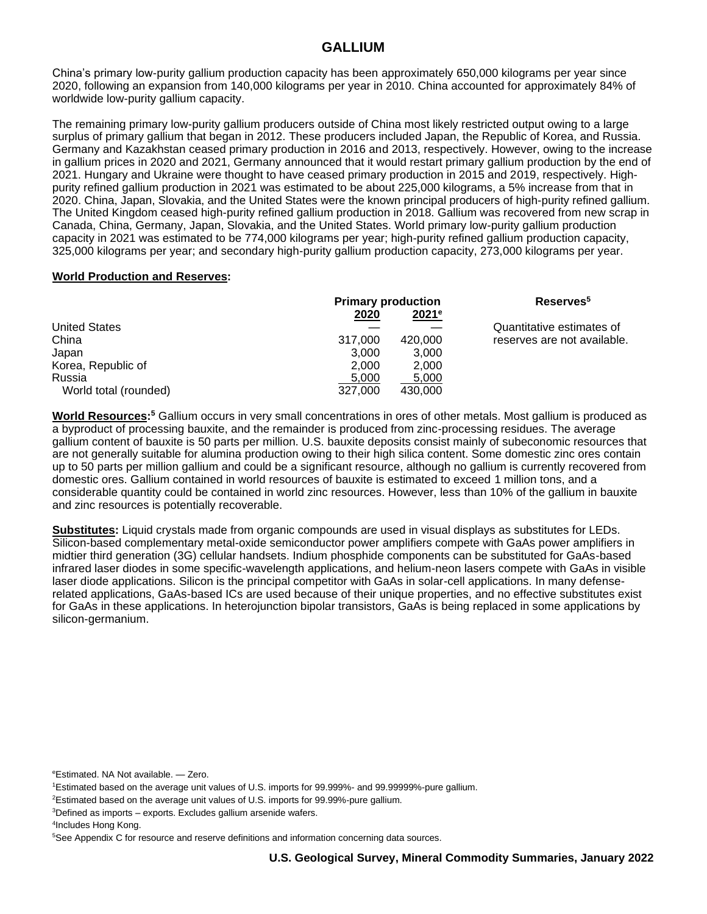## GALLIUM

China's primary low-purity gallium production capacity has been approximately 650,000 kilograms per year since 2020, following an expansion from 140,000 kilograms per year in 2010. China accounted for approximately 84% of worldwide low-purity gallium capacity.

The remaining primary low-purity gallium producers outside of China most likely restricted output owing to a large surplus of primary gallium that began in 2012. These producers included Japan, the Republic of Korea, and Russia. Germany and Kazakhstan ceased primary production in 2016 and 2013, respectively. However, owing to the increase in gallium prices in 2020 and 2021, Germany announced that it would restart primary gallium production by the end of 2021. Hungary and Ukraine were thought to have ceased primary production in 2015 and 2019, respectively. High-purity refined gallium production in 2021 was estimated to be about 225,000 kilograms, a 5% increase from that in 2020. China, Japan, Slovakia, and the United States were the known principal producers of high-purity refined gallium. The United Kingdom ceased high-purity refined gallium production in 2018. Gallium was recovered from new scrap in Canada, China, Germany, Japan, Slovakia, and the United States. World primary low-purity gallium production capacity in 2021 was estimated to be 774,000 kilograms per year; high-purity refined gallium production capacity, 325,000 kilograms per year; and secondary high-purity gallium production capacity, 273,000 kilograms per year.

**World Production and Reserves:**

| | Primary production | | Reserves[5] |
|---|---|---|---|
| | 2020 | 2021[e] | |
| United States | — | — | Quantitative estimates of |
| China | 317,000 | 420,000 | reserves are not available. |
| Japan | 3,000 | 3,000 | |
| Korea, Republic of | 2,000 | 2,000 | |
| Russia | 5,000 | 5,000 | |
| World total (rounded) | 327,000 | 430,000 | |

**World Resources:**[5] Gallium occurs in very small concentrations in ores of other metals. Most gallium is produced as a byproduct of processing bauxite, and the remainder is produced from zinc-processing residues. The average gallium content of bauxite is 50 parts per million. U.S. bauxite deposits consist mainly of subeconomic resources that are not generally suitable for alumina production owing to their high silica content. Some domestic zinc ores contain up to 50 parts per million gallium and could be a significant resource, although no gallium is currently recovered from domestic ores. Gallium contained in world resources of bauxite is estimated to exceed 1 million tons, and a considerable quantity could be contained in world zinc resources. However, less than 10% of the gallium in bauxite and zinc resources is potentially recoverable.

**Substitutes:** Liquid crystals made from organic compounds are used in visual displays as substitutes for LEDs. Silicon-based complementary metal-oxide semiconductor power amplifiers compete with GaAs power amplifiers in midtier third generation (3G) cellular handsets. Indium phosphide components can be substituted for GaAs-based infrared laser diodes in some specific-wavelength applications, and helium-neon lasers compete with GaAs in visible laser diode applications. Silicon is the principal competitor with GaAs in solar-cell applications. In many defense-related applications, GaAs-based ICs are used because of their unique properties, and no effective substitutes exist for GaAs in these applications. In heterojunction bipolar transistors, GaAs is being replaced in some applications by silicon-germanium.

[e]Estimated. NA Not available. — Zero.

[1]Estimated based on the average unit values of U.S. imports for 99.999%- and 99.99999%-pure gallium.

[2]Estimated based on the average unit values of U.S. imports for 99.99%-pure gallium.

[3]Defined as imports – exports. Excludes gallium arsenide wafers.

[4]Includes Hong Kong.

[5]See Appendix C for resource and reserve definitions and information concerning data sources.